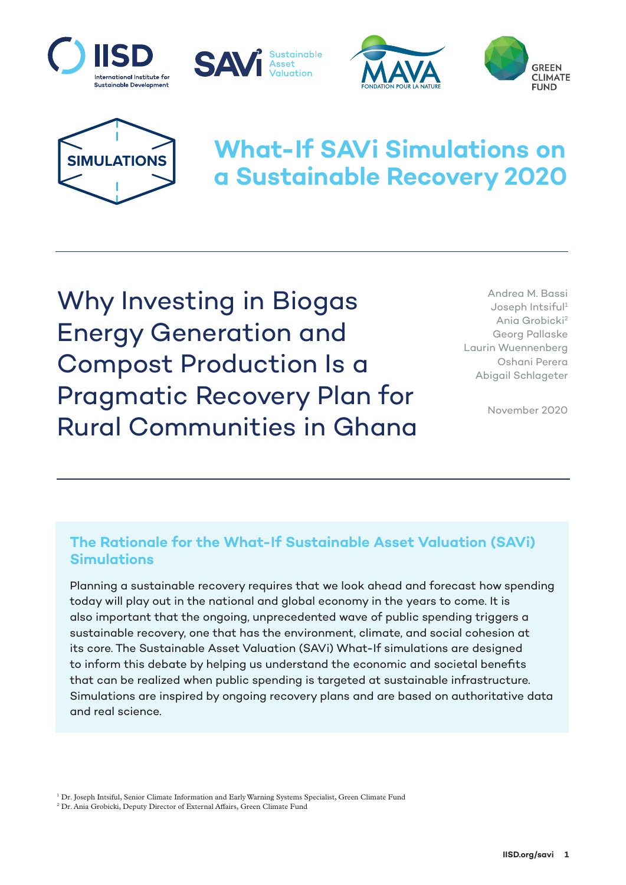# What-If SAVi Simulations on a Sustainable Recovery 2020

SIMULATIONS

## Why Investing in Biogas Energy Generation and Compost Production Is a Pragmatic Recovery Plan for Rural Communities in Ghana

Andrea M. Bassi
Joseph Intsiful[1]
Ania Grobicki[2]
Georg Pallaske
Laurin Wuennenberg
Oshani Perera
Abigail Schlageter

November 2020

### The Rationale for the What-If Sustainable Asset Valuation (SAVi) Simulations

Planning a sustainable recovery requires that we look ahead and forecast how spending today will play out in the national and global economy in the years to come. It is also important that the ongoing, unprecedented wave of public spending triggers a sustainable recovery, one that has the environment, climate, and social cohesion at its core. The Sustainable Asset Valuation (SAVi) What-If simulations are designed to inform this debate by helping us understand the economic and societal benefits that can be realized when public spending is targeted at sustainable infrastructure. Simulations are inspired by ongoing recovery plans and are based on authoritative data and real science.

[1] Dr. Joseph Intsiful, Senior Climate Information and Early Warning Systems Specialist, Green Climate Fund

[2] Dr. Ania Grobicki, Deputy Director of External Affairs, Green Climate Fund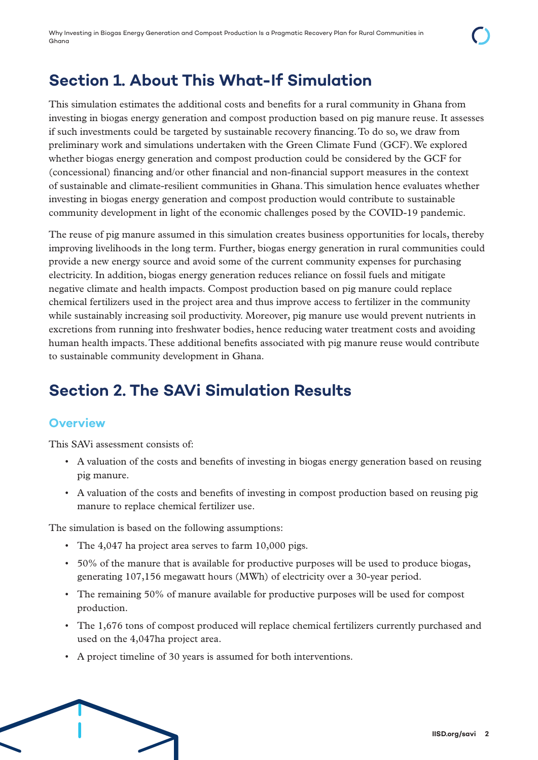# Section 1. About This What-If Simulation

This simulation estimates the additional costs and benefits for a rural community in Ghana from investing in biogas energy generation and compost production based on pig manure reuse. It assesses if such investments could be targeted by sustainable recovery financing. To do so, we draw from preliminary work and simulations undertaken with the Green Climate Fund (GCF). We explored whether biogas energy generation and compost production could be considered by the GCF for (concessional) financing and/or other financial and non-financial support measures in the context of sustainable and climate-resilient communities in Ghana. This simulation hence evaluates whether investing in biogas energy generation and compost production would contribute to sustainable community development in light of the economic challenges posed by the COVID-19 pandemic.

The reuse of pig manure assumed in this simulation creates business opportunities for locals, thereby improving livelihoods in the long term. Further, biogas energy generation in rural communities could provide a new energy source and avoid some of the current community expenses for purchasing electricity. In addition, biogas energy generation reduces reliance on fossil fuels and mitigate negative climate and health impacts. Compost production based on pig manure could replace chemical fertilizers used in the project area and thus improve access to fertilizer in the community while sustainably increasing soil productivity. Moreover, pig manure use would prevent nutrients in excretions from running into freshwater bodies, hence reducing water treatment costs and avoiding human health impacts. These additional benefits associated with pig manure reuse would contribute to sustainable community development in Ghana.

# Section 2. The SAVi Simulation Results

## Overview

This SAVi assessment consists of:

- A valuation of the costs and benefits of investing in biogas energy generation based on reusing pig manure.
- A valuation of the costs and benefits of investing in compost production based on reusing pig manure to replace chemical fertilizer use.

The simulation is based on the following assumptions:

- The 4,047 ha project area serves to farm 10,000 pigs.
- 50% of the manure that is available for productive purposes will be used to produce biogas, generating 107,156 megawatt hours (MWh) of electricity over a 30-year period.
- The remaining 50% of manure available for productive purposes will be used for compost production.
- The 1,676 tons of compost produced will replace chemical fertilizers currently purchased and used on the 4,047ha project area.
- A project timeline of 30 years is assumed for both interventions.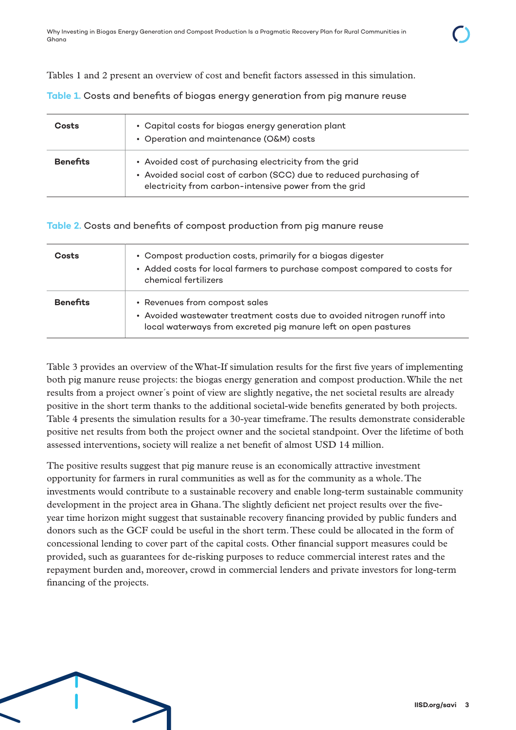Tables 1 and 2 present an overview of cost and benefit factors assessed in this simulation.

**Table 1.** Costs and benefits of biogas energy generation from pig manure reuse

| | |
|---|---|
| **Costs** | • Capital costs for biogas energy generation plant<br>• Operation and maintenance (O&M) costs |
| **Benefits** | • Avoided cost of purchasing electricity from the grid<br>• Avoided social cost of carbon (SCC) due to reduced purchasing of electricity from carbon-intensive power from the grid |

**Table 2.** Costs and benefits of compost production from pig manure reuse

| | |
|---|---|
| **Costs** | • Compost production costs, primarily for a biogas digester<br>• Added costs for local farmers to purchase compost compared to costs for chemical fertilizers |
| **Benefits** | • Revenues from compost sales<br>• Avoided wastewater treatment costs due to avoided nitrogen runoff into local waterways from excreted pig manure left on open pastures |

Table 3 provides an overview of the What-If simulation results for the first five years of implementing both pig manure reuse projects: the biogas energy generation and compost production. While the net results from a project owner´s point of view are slightly negative, the net societal results are already positive in the short term thanks to the additional societal-wide benefits generated by both projects. Table 4 presents the simulation results for a 30-year timeframe. The results demonstrate considerable positive net results from both the project owner and the societal standpoint. Over the lifetime of both assessed interventions, society will realize a net benefit of almost USD 14 million.

The positive results suggest that pig manure reuse is an economically attractive investment opportunity for farmers in rural communities as well as for the community as a whole. The investments would contribute to a sustainable recovery and enable long-term sustainable community development in the project area in Ghana. The slightly deficient net project results over the five-year time horizon might suggest that sustainable recovery financing provided by public funders and donors such as the GCF could be useful in the short term. These could be allocated in the form of concessional lending to cover part of the capital costs. Other financial support measures could be provided, such as guarantees for de-risking purposes to reduce commercial interest rates and the repayment burden and, moreover, crowd in commercial lenders and private investors for long-term financing of the projects.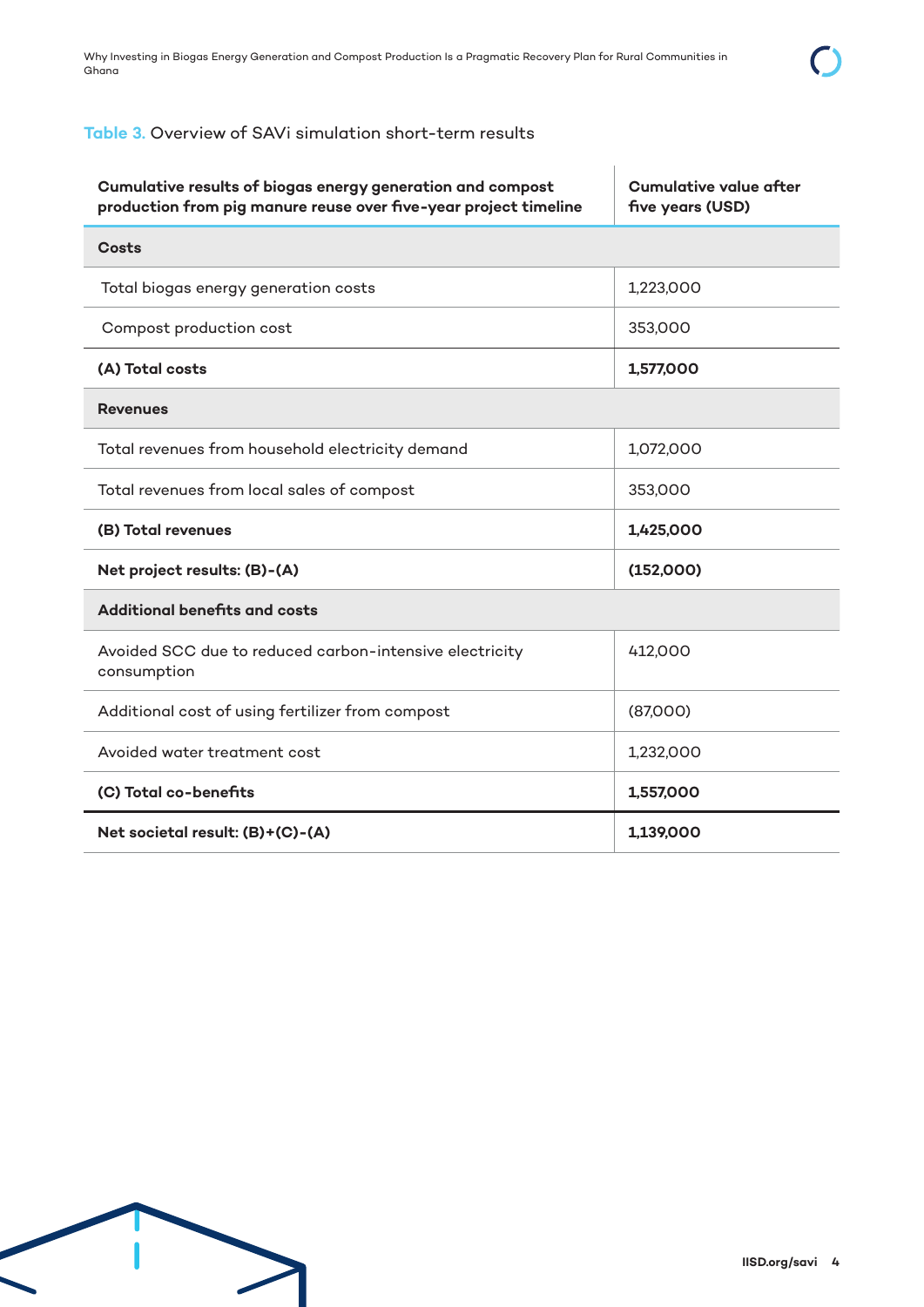**Table 3.** Overview of SAVi simulation short-term results

| Cumulative results of biogas energy generation and compost production from pig manure reuse over five-year project timeline | Cumulative value after five years (USD) |
|---|---|
| **Costs** | |
| Total biogas energy generation costs | 1,223,000 |
| Compost production cost | 353,000 |
| **(A) Total costs** | **1,577,000** |
| **Revenues** | |
| Total revenues from household electricity demand | 1,072,000 |
| Total revenues from local sales of compost | 353,000 |
| **(B) Total revenues** | **1,425,000** |
| **Net project results: (B)-(A)** | **(152,000)** |
| **Additional benefits and costs** | |
| Avoided SCC due to reduced carbon-intensive electricity consumption | 412,000 |
| Additional cost of using fertilizer from compost | (87,000) |
| Avoided water treatment cost | 1,232,000 |
| **(C) Total co-benefits** | **1,557,000** |
| **Net societal result: (B)+(C)-(A)** | **1,139,000** |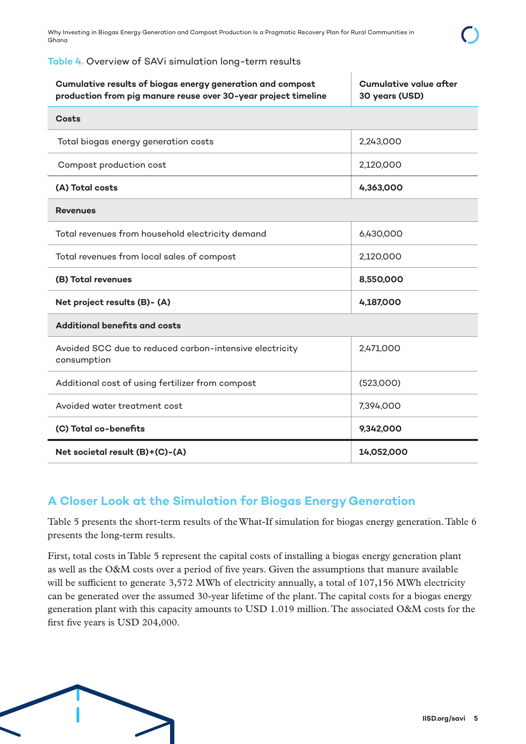**Table 4.** Overview of SAVi simulation long-term results

| Cumulative results of biogas energy generation and compost production from pig manure reuse over 30-year project timeline | Cumulative value after 30 years (USD) |
|---|---|
| **Costs** | |
| Total biogas energy generation costs | 2,243,000 |
| Compost production cost | 2,120,000 |
| **(A) Total costs** | **4,363,000** |
| **Revenues** | |
| Total revenues from household electricity demand | 6,430,000 |
| Total revenues from local sales of compost | 2,120,000 |
| **(B) Total revenues** | **8,550,000** |
| **Net project results (B)- (A)** | **4,187,000** |
| **Additional benefits and costs** | |
| Avoided SCC due to reduced carbon-intensive electricity consumption | 2,471,000 |
| Additional cost of using fertilizer from compost | (523,000) |
| Avoided water treatment cost | 7,394,000 |
| **(C) Total co-benefits** | **9,342,000** |
| **Net societal result (B)+(C)-(A)** | **14,052,000** |

## A Closer Look at the Simulation for Biogas Energy Generation

Table 5 presents the short-term results of the What-If simulation for biogas energy generation. Table 6 presents the long-term results.

First, total costs in Table 5 represent the capital costs of installing a biogas energy generation plant as well as the O&M costs over a period of five years. Given the assumptions that manure available will be sufficient to generate 3,572 MWh of electricity annually, a total of 107,156 MWh electricity can be generated over the assumed 30-year lifetime of the plant. The capital costs for a biogas energy generation plant with this capacity amounts to USD 1.019 million. The associated O&M costs for the first five years is USD 204,000.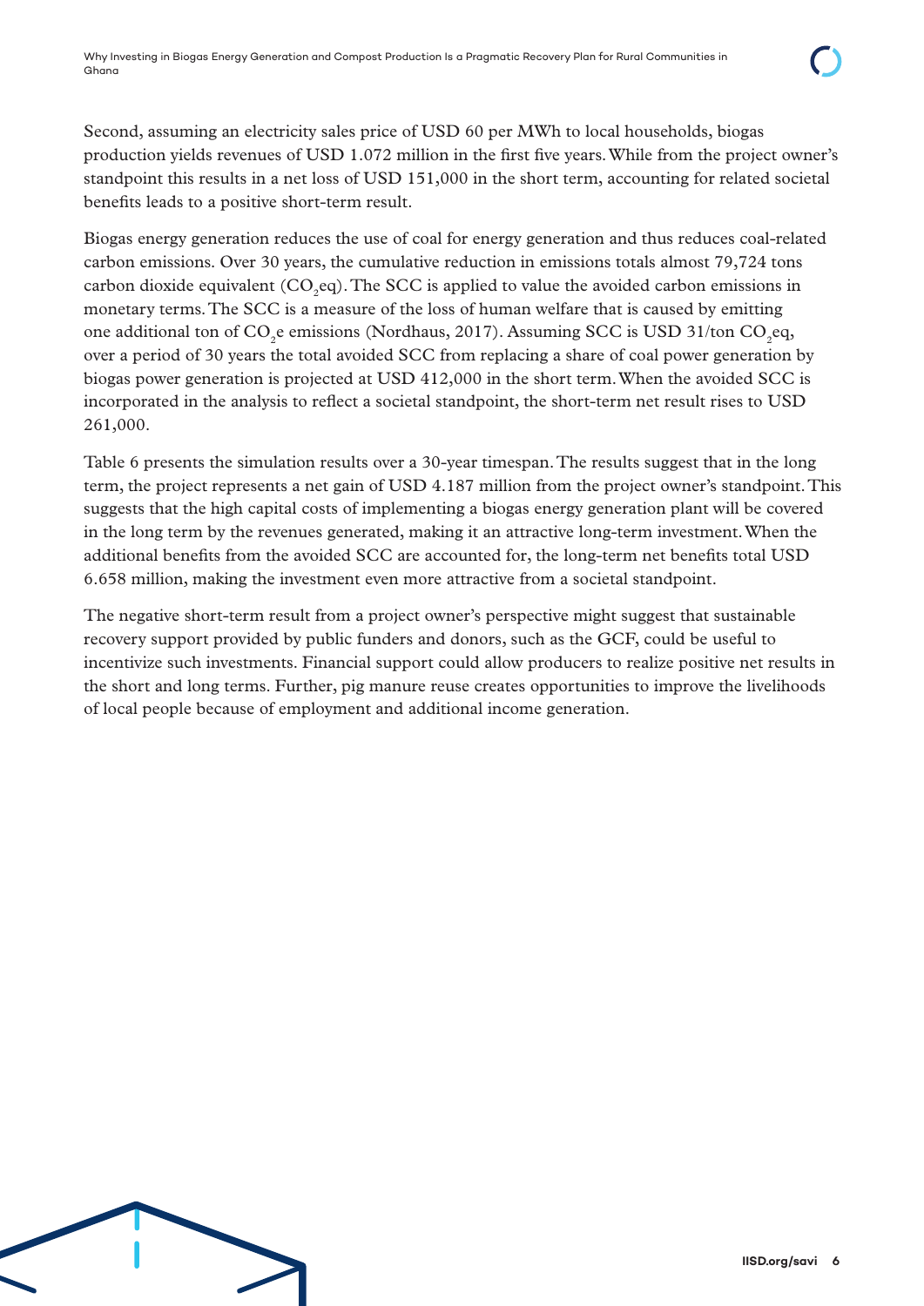Second, assuming an electricity sales price of USD 60 per MWh to local households, biogas production yields revenues of USD 1.072 million in the first five years. While from the project owner's standpoint this results in a net loss of USD 151,000 in the short term, accounting for related societal benefits leads to a positive short-term result.

Biogas energy generation reduces the use of coal for energy generation and thus reduces coal-related carbon emissions. Over 30 years, the cumulative reduction in emissions totals almost 79,724 tons carbon dioxide equivalent ($CO_2$eq). The SCC is applied to value the avoided carbon emissions in monetary terms. The SCC is a measure of the loss of human welfare that is caused by emitting one additional ton of $CO_2$e emissions (Nordhaus, 2017). Assuming SCC is USD 31/ton $CO_2$eq, over a period of 30 years the total avoided SCC from replacing a share of coal power generation by biogas power generation is projected at USD 412,000 in the short term. When the avoided SCC is incorporated in the analysis to reflect a societal standpoint, the short-term net result rises to USD 261,000.

Table 6 presents the simulation results over a 30-year timespan. The results suggest that in the long term, the project represents a net gain of USD 4.187 million from the project owner's standpoint. This suggests that the high capital costs of implementing a biogas energy generation plant will be covered in the long term by the revenues generated, making it an attractive long-term investment. When the additional benefits from the avoided SCC are accounted for, the long-term net benefits total USD 6.658 million, making the investment even more attractive from a societal standpoint.

The negative short-term result from a project owner's perspective might suggest that sustainable recovery support provided by public funders and donors, such as the GCF, could be useful to incentivize such investments. Financial support could allow producers to realize positive net results in the short and long terms. Further, pig manure reuse creates opportunities to improve the livelihoods of local people because of employment and additional income generation.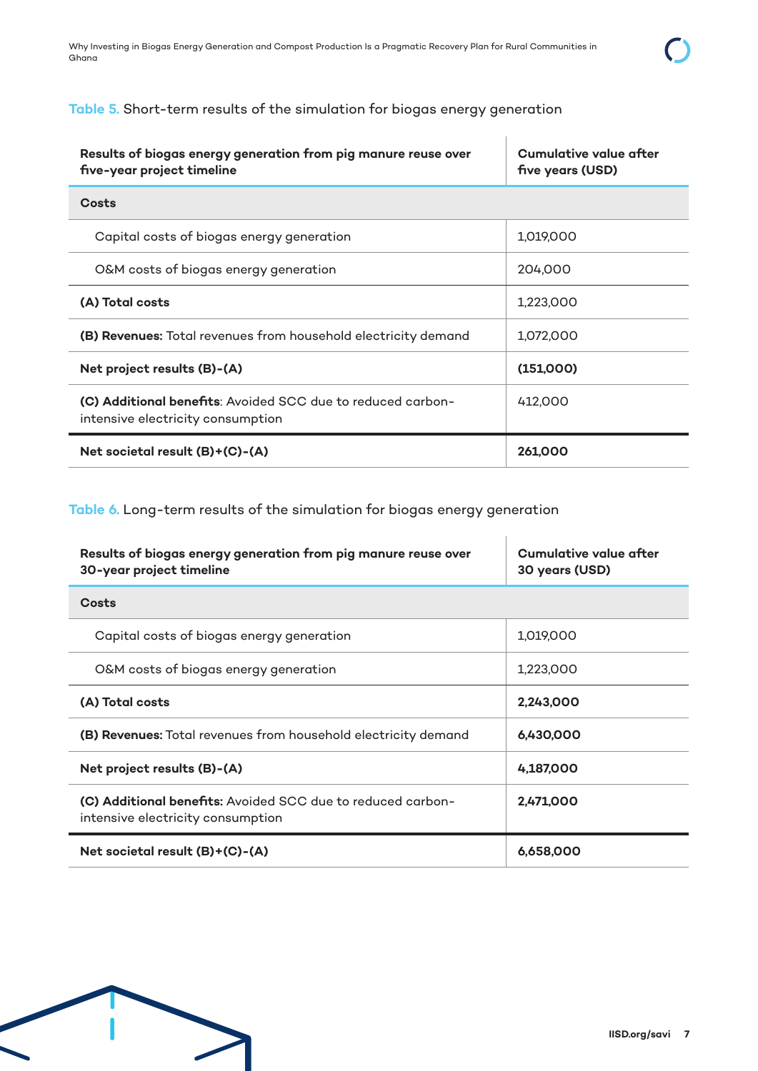**Table 5.** Short-term results of the simulation for biogas energy generation

| Results of biogas energy generation from pig manure reuse over five-year project timeline | Cumulative value after five years (USD) |
|---|---|
| **Costs** | |
| Capital costs of biogas energy generation | 1,019,000 |
| O&M costs of biogas energy generation | 204,000 |
| **(A) Total costs** | 1,223,000 |
| **(B) Revenues:** Total revenues from household electricity demand | 1,072,000 |
| **Net project results (B)-(A)** | **(151,000)** |
| **(C) Additional benefits**: Avoided SCC due to reduced carbon-intensive electricity consumption | 412,000 |
| **Net societal result (B)+(C)-(A)** | **261,000** |

**Table 6.** Long-term results of the simulation for biogas energy generation

| Results of biogas energy generation from pig manure reuse over 30-year project timeline | Cumulative value after 30 years (USD) |
|---|---|
| **Costs** | |
| Capital costs of biogas energy generation | 1,019,000 |
| O&M costs of biogas energy generation | 1,223,000 |
| **(A) Total costs** | **2,243,000** |
| **(B) Revenues:** Total revenues from household electricity demand | **6,430,000** |
| **Net project results (B)-(A)** | **4,187,000** |
| **(C) Additional benefits:** Avoided SCC due to reduced carbon-intensive electricity consumption | **2,471,000** |
| **Net societal result (B)+(C)-(A)** | **6,658,000** |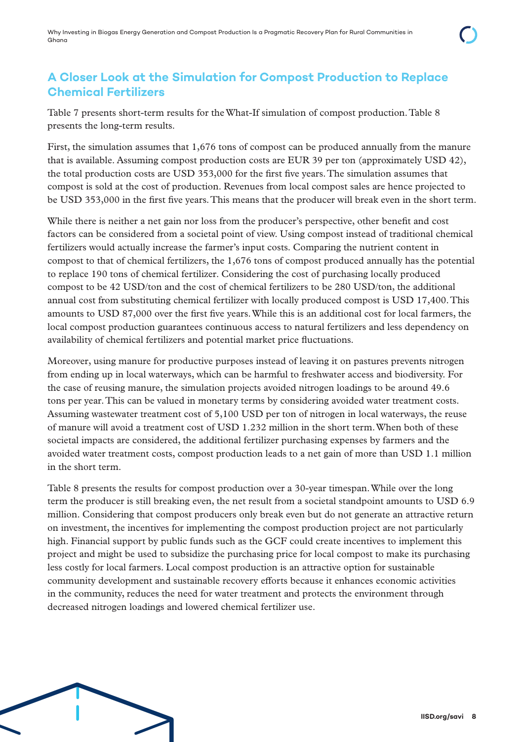## A Closer Look at the Simulation for Compost Production to Replace Chemical Fertilizers

Table 7 presents short-term results for the What-If simulation of compost production. Table 8 presents the long-term results.

First, the simulation assumes that 1,676 tons of compost can be produced annually from the manure that is available. Assuming compost production costs are EUR 39 per ton (approximately USD 42), the total production costs are USD 353,000 for the first five years. The simulation assumes that compost is sold at the cost of production. Revenues from local compost sales are hence projected to be USD 353,000 in the first five years. This means that the producer will break even in the short term.

While there is neither a net gain nor loss from the producer's perspective, other benefit and cost factors can be considered from a societal point of view. Using compost instead of traditional chemical fertilizers would actually increase the farmer's input costs. Comparing the nutrient content in compost to that of chemical fertilizers, the 1,676 tons of compost produced annually has the potential to replace 190 tons of chemical fertilizer. Considering the cost of purchasing locally produced compost to be 42 USD/ton and the cost of chemical fertilizers to be 280 USD/ton, the additional annual cost from substituting chemical fertilizer with locally produced compost is USD 17,400. This amounts to USD 87,000 over the first five years. While this is an additional cost for local farmers, the local compost production guarantees continuous access to natural fertilizers and less dependency on availability of chemical fertilizers and potential market price fluctuations.

Moreover, using manure for productive purposes instead of leaving it on pastures prevents nitrogen from ending up in local waterways, which can be harmful to freshwater access and biodiversity. For the case of reusing manure, the simulation projects avoided nitrogen loadings to be around 49.6 tons per year. This can be valued in monetary terms by considering avoided water treatment costs. Assuming wastewater treatment cost of 5,100 USD per ton of nitrogen in local waterways, the reuse of manure will avoid a treatment cost of USD 1.232 million in the short term. When both of these societal impacts are considered, the additional fertilizer purchasing expenses by farmers and the avoided water treatment costs, compost production leads to a net gain of more than USD 1.1 million in the short term.

Table 8 presents the results for compost production over a 30-year timespan. While over the long term the producer is still breaking even, the net result from a societal standpoint amounts to USD 6.9 million. Considering that compost producers only break even but do not generate an attractive return on investment, the incentives for implementing the compost production project are not particularly high. Financial support by public funds such as the GCF could create incentives to implement this project and might be used to subsidize the purchasing price for local compost to make its purchasing less costly for local farmers. Local compost production is an attractive option for sustainable community development and sustainable recovery efforts because it enhances economic activities in the community, reduces the need for water treatment and protects the environment through decreased nitrogen loadings and lowered chemical fertilizer use.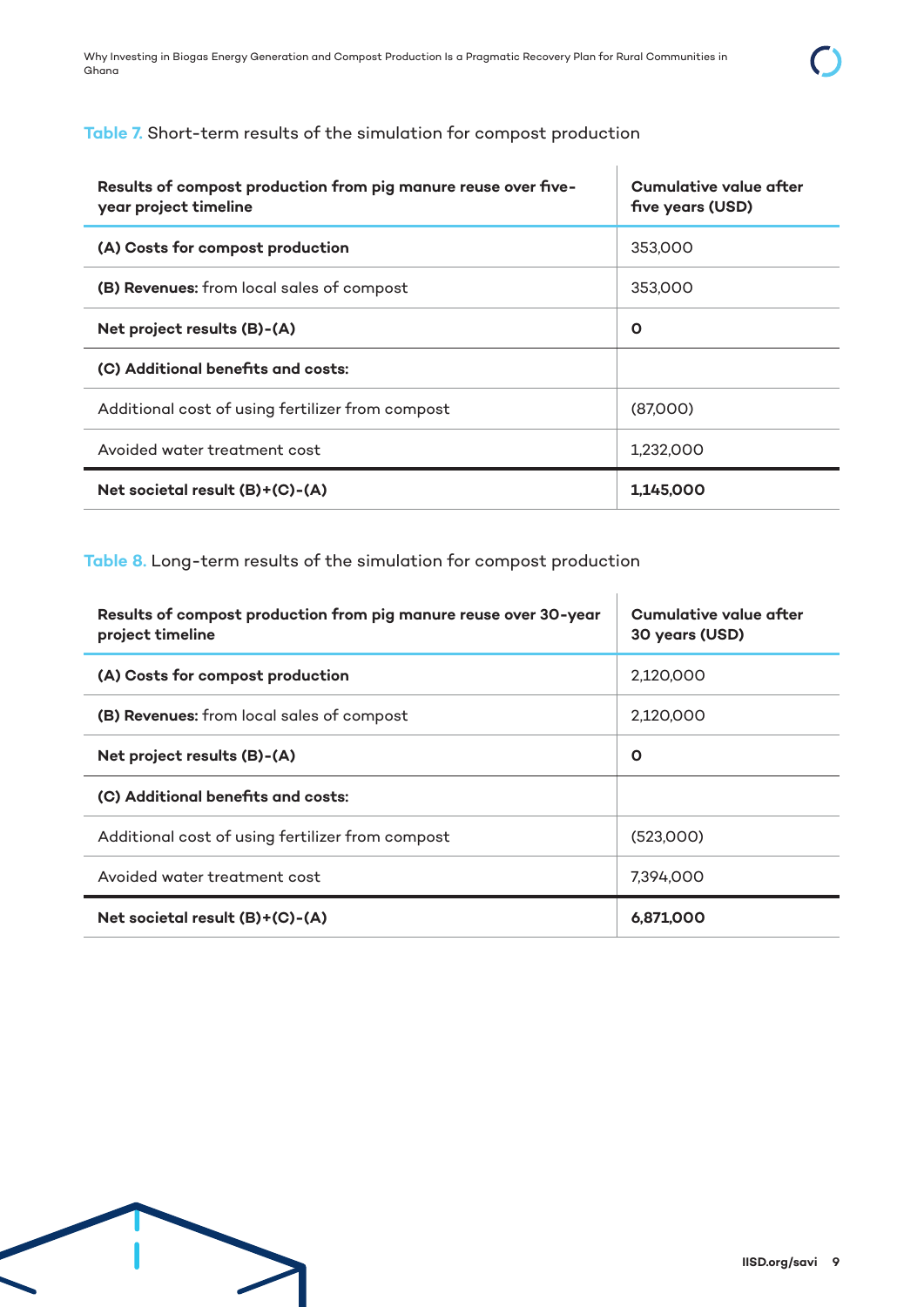**Table 7.** Short-term results of the simulation for compost production

| Results of compost production from pig manure reuse over five-year project timeline | Cumulative value after five years (USD) |
|---|---|
| **(A) Costs for compost production** | 353,000 |
| **(B) Revenues:** from local sales of compost | 353,000 |
| **Net project results (B)-(A)** | 0 |
| **(C) Additional benefits and costs:** | |
| Additional cost of using fertilizer from compost | (87,000) |
| Avoided water treatment cost | 1,232,000 |
| **Net societal result (B)+(C)-(A)** | **1,145,000** |

**Table 8.** Long-term results of the simulation for compost production

| Results of compost production from pig manure reuse over 30-year project timeline | Cumulative value after 30 years (USD) |
|---|---|
| **(A) Costs for compost production** | 2,120,000 |
| **(B) Revenues:** from local sales of compost | 2,120,000 |
| **Net project results (B)-(A)** | 0 |
| **(C) Additional benefits and costs:** | |
| Additional cost of using fertilizer from compost | (523,000) |
| Avoided water treatment cost | 7,394,000 |
| **Net societal result (B)+(C)-(A)** | **6,871,000** |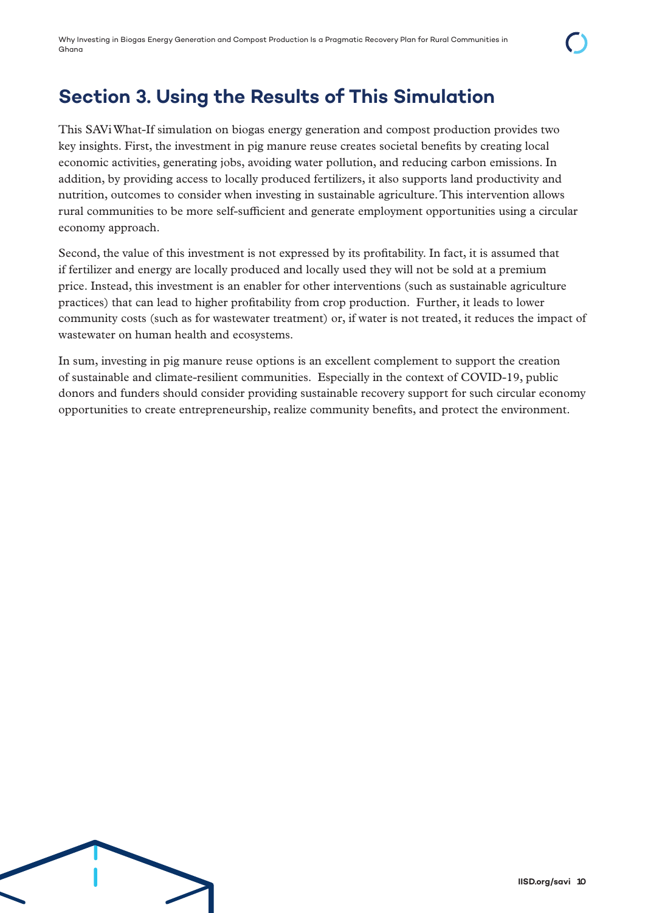## Section 3. Using the Results of This Simulation

This SAVi What-If simulation on biogas energy generation and compost production provides two key insights. First, the investment in pig manure reuse creates societal benefits by creating local economic activities, generating jobs, avoiding water pollution, and reducing carbon emissions. In addition, by providing access to locally produced fertilizers, it also supports land productivity and nutrition, outcomes to consider when investing in sustainable agriculture. This intervention allows rural communities to be more self-sufficient and generate employment opportunities using a circular economy approach.

Second, the value of this investment is not expressed by its profitability. In fact, it is assumed that if fertilizer and energy are locally produced and locally used they will not be sold at a premium price. Instead, this investment is an enabler for other interventions (such as sustainable agriculture practices) that can lead to higher profitability from crop production. Further, it leads to lower community costs (such as for wastewater treatment) or, if water is not treated, it reduces the impact of wastewater on human health and ecosystems.

In sum, investing in pig manure reuse options is an excellent complement to support the creation of sustainable and climate-resilient communities. Especially in the context of COVID-19, public donors and funders should consider providing sustainable recovery support for such circular economy opportunities to create entrepreneurship, realize community benefits, and protect the environment.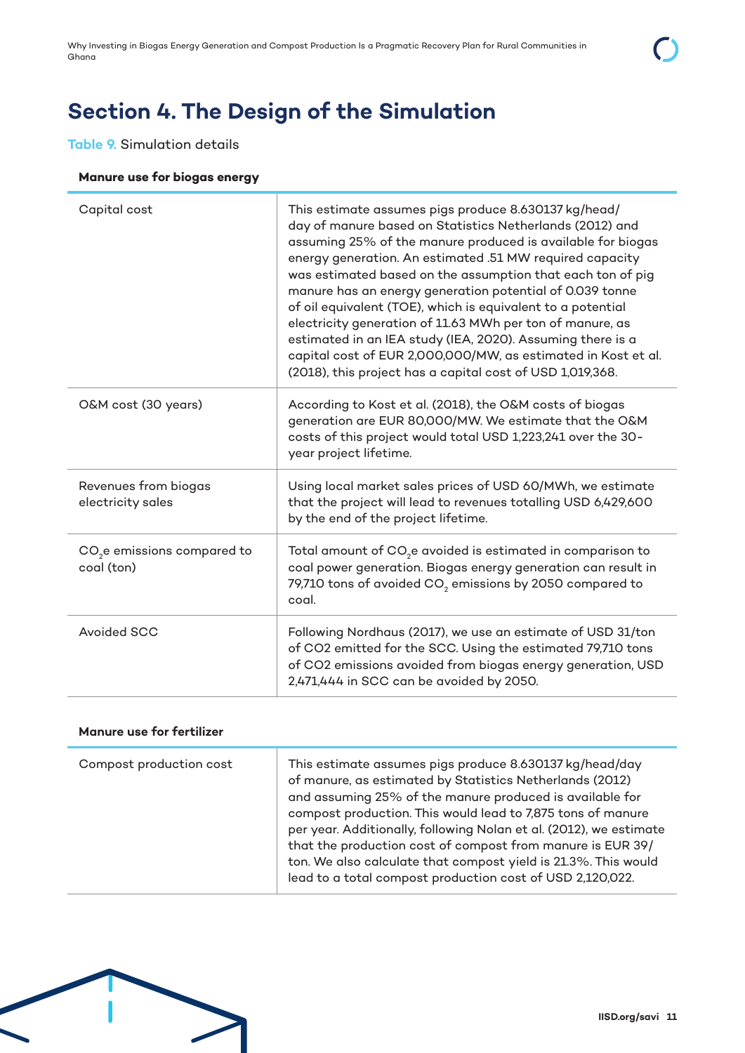## Section 4. The Design of the Simulation

Table 9. Simulation details

**Manure use for biogas energy**

| | |
|---|---|
| Capital cost | This estimate assumes pigs produce 8.630137 kg/head/day of manure based on Statistics Netherlands (2012) and assuming 25% of the manure produced is available for biogas energy generation. An estimated .51 MW required capacity was estimated based on the assumption that each ton of pig manure has an energy generation potential of 0.039 tonne of oil equivalent (TOE), which is equivalent to a potential electricity generation of 11.63 MWh per ton of manure, as estimated in an IEA study (IEA, 2020). Assuming there is a capital cost of EUR 2,000,000/MW, as estimated in Kost et al. (2018), this project has a capital cost of USD 1,019,368. |
| O&M cost (30 years) | According to Kost et al. (2018), the O&M costs of biogas generation are EUR 80,000/MW. We estimate that the O&M costs of this project would total USD 1,223,241 over the 30-year project lifetime. |
| Revenues from biogas electricity sales | Using local market sales prices of USD 60/MWh, we estimate that the project will lead to revenues totalling USD 6,429,600 by the end of the project lifetime. |
| $CO_2e$ emissions compared to coal (ton) | Total amount of $CO_2e$ avoided is estimated in comparison to coal power generation. Biogas energy generation can result in 79,710 tons of avoided $CO_2$ emissions by 2050 compared to coal. |
| Avoided SCC | Following Nordhaus (2017), we use an estimate of USD 31/ton of CO2 emitted for the SCC. Using the estimated 79,710 tons of CO2 emissions avoided from biogas energy generation, USD 2,471,444 in SCC can be avoided by 2050. |

**Manure use for fertilizer**

| | |
|---|---|
| Compost production cost | This estimate assumes pigs produce 8.630137 kg/head/day of manure, as estimated by Statistics Netherlands (2012) and assuming 25% of the manure produced is available for compost production. This would lead to 7,875 tons of manure per year. Additionally, following Nolan et al. (2012), we estimate that the production cost of compost from manure is EUR 39/ton. We also calculate that compost yield is 21.3%. This would lead to a total compost production cost of USD 2,120,022. |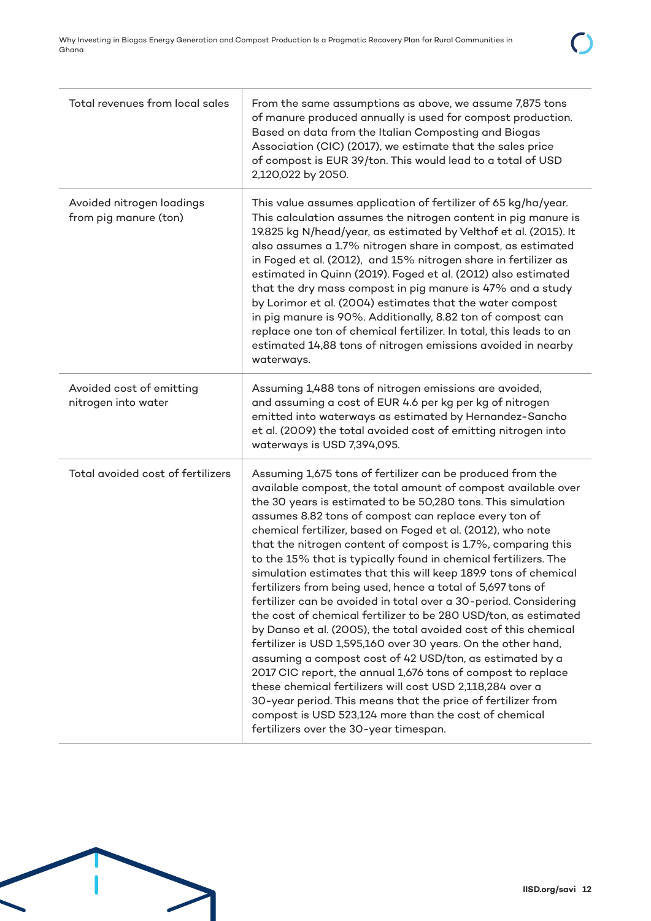| | |
|---|---|
| Total revenues from local sales | From the same assumptions as above, we assume 7,875 tons of manure produced annually is used for compost production. Based on data from the Italian Composting and Biogas Association (CIC) (2017), we estimate that the sales price of compost is EUR 39/ton. This would lead to a total of USD 2,120,022 by 2050. |
| Avoided nitrogen loadings from pig manure (ton) | This value assumes application of fertilizer of 65 kg/ha/year. This calculation assumes the nitrogen content in pig manure is 19.825 kg N/head/year, as estimated by Velthof et al. (2015). It also assumes a 1.7% nitrogen share in compost, as estimated in Foged et al. (2012), and 15% nitrogen share in fertilizer as estimated in Quinn (2019). Foged et al. (2012) also estimated that the dry mass compost in pig manure is 47% and a study by Lorimor et al. (2004) estimates that the water compost in pig manure is 90%. Additionally, 8.82 ton of compost can replace one ton of chemical fertilizer. In total, this leads to an estimated 14,88 tons of nitrogen emissions avoided in nearby waterways. |
| Avoided cost of emitting nitrogen into water | Assuming 1,488 tons of nitrogen emissions are avoided, and assuming a cost of EUR 4.6 per kg per kg of nitrogen emitted into waterways as estimated by Hernandez-Sancho et al. (2009) the total avoided cost of emitting nitrogen into waterways is USD 7,394,095. |
| Total avoided cost of fertilizers | Assuming 1,675 tons of fertilizer can be produced from the available compost, the total amount of compost available over the 30 years is estimated to be 50,280 tons. This simulation assumes 8.82 tons of compost can replace every ton of chemical fertilizer, based on Foged et al. (2012), who note that the nitrogen content of compost is 1.7%, comparing this to the 15% that is typically found in chemical fertilizers. The simulation estimates that this will keep 189.9 tons of chemical fertilizers from being used, hence a total of 5,697 tons of fertilizer can be avoided in total over a 30-period. Considering the cost of chemical fertilizer to be 280 USD/ton, as estimated by Danso et al. (2005), the total avoided cost of this chemical fertilizer is USD 1,595,160 over 30 years. On the other hand, assuming a compost cost of 42 USD/ton, as estimated by a 2017 CIC report, the annual 1,676 tons of compost to replace these chemical fertilizers will cost USD 2,118,284 over a 30-year period. This means that the price of fertilizer from compost is USD 523,124 more than the cost of chemical fertilizers over the 30-year timespan. |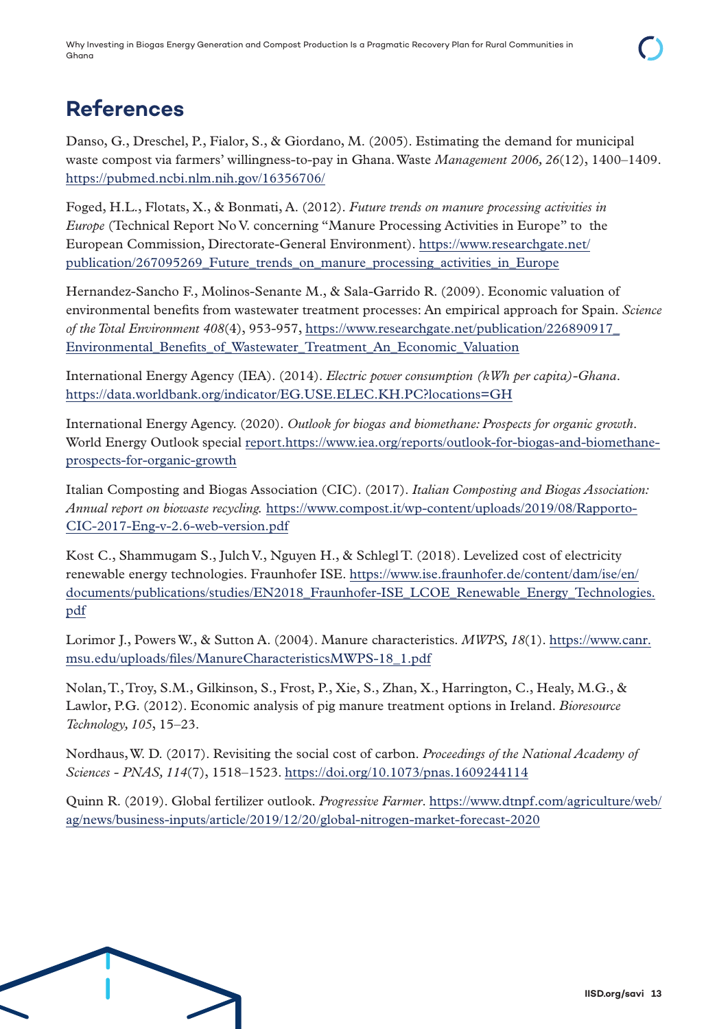# References

Danso, G., Dreschel, P., Fialor, S., & Giordano, M. (2005). Estimating the demand for municipal waste compost via farmers' willingness-to-pay in Ghana. Waste *Management 2006, 26*(12), 1400–1409. https://pubmed.ncbi.nlm.nih.gov/16356706/

Foged, H.L., Flotats, X., & Bonmati, A. (2012). *Future trends on manure processing activities in Europe* (Technical Report No V. concerning "Manure Processing Activities in Europe" to the European Commission, Directorate-General Environment). https://www.researchgate.net/publication/267095269_Future_trends_on_manure_processing_activities_in_Europe

Hernandez-Sancho F., Molinos-Senante M., & Sala-Garrido R. (2009). Economic valuation of environmental benefits from wastewater treatment processes: An empirical approach for Spain. *Science of the Total Environment 408*(4), 953-957, https://www.researchgate.net/publication/226890917_Environmental_Benefits_of_Wastewater_Treatment_An_Economic_Valuation

International Energy Agency (IEA). (2014). *Electric power consumption (kWh per capita)-Ghana*. https://data.worldbank.org/indicator/EG.USE.ELEC.KH.PC?locations=GH

International Energy Agency. (2020). *Outlook for biogas and biomethane: Prospects for organic growth*. World Energy Outlook special report.https://www.iea.org/reports/outlook-for-biogas-and-biomethane-prospects-for-organic-growth

Italian Composting and Biogas Association (CIC). (2017). *Italian Composting and Biogas Association: Annual report on biowaste recycling.* https://www.compost.it/wp-content/uploads/2019/08/Rapporto-CIC-2017-Eng-v-2.6-web-version.pdf

Kost C., Shammugam S., Julch V., Nguyen H., & Schlegl T. (2018). Levelized cost of electricity renewable energy technologies. Fraunhofer ISE. https://www.ise.fraunhofer.de/content/dam/ise/en/documents/publications/studies/EN2018_Fraunhofer-ISE_LCOE_Renewable_Energy_Technologies.pdf

Lorimor J., Powers W., & Sutton A. (2004). Manure characteristics. *MWPS, 18*(1). https://www.canr.msu.edu/uploads/files/ManureCharacteristicsMWPS-18_1.pdf

Nolan, T., Troy, S.M., Gilkinson, S., Frost, P., Xie, S., Zhan, X., Harrington, C., Healy, M.G., & Lawlor, P.G. (2012). Economic analysis of pig manure treatment options in Ireland. *Bioresource Technology, 105*, 15–23.

Nordhaus, W. D. (2017). Revisiting the social cost of carbon. *Proceedings of the National Academy of Sciences - PNAS, 114*(7), 1518–1523. https://doi.org/10.1073/pnas.1609244114

Quinn R. (2019). Global fertilizer outlook. *Progressive Farmer*. https://www.dtnpf.com/agriculture/web/ag/news/business-inputs/article/2019/12/20/global-nitrogen-market-forecast-2020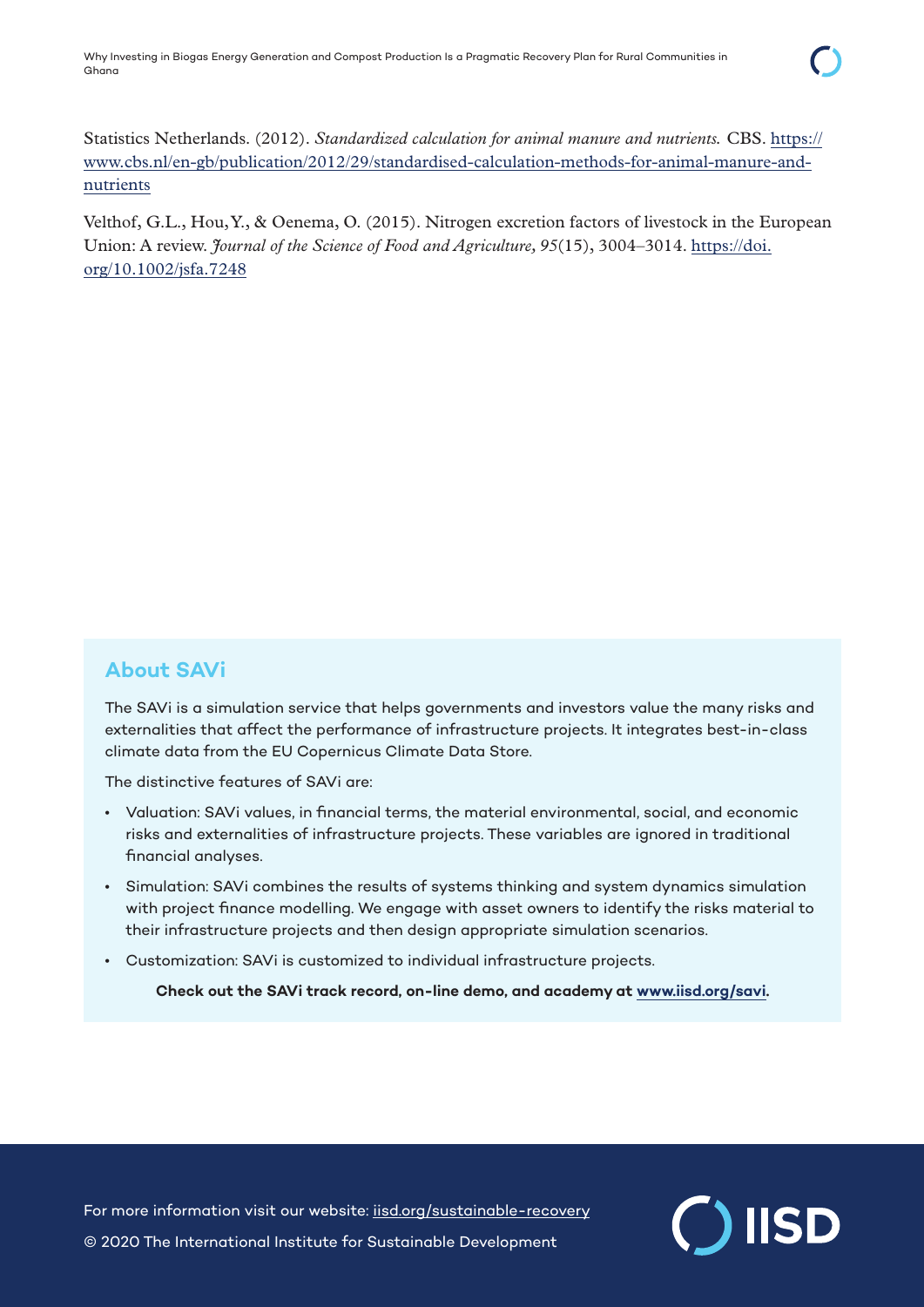Statistics Netherlands. (2012). *Standardized calculation for animal manure and nutrients.* CBS. https://www.cbs.nl/en-gb/publication/2012/29/standardised-calculation-methods-for-animal-manure-and-nutrients

Velthof, G.L., Hou, Y., & Oenema, O. (2015). Nitrogen excretion factors of livestock in the European Union: A review. *Journal of the Science of Food and Agriculture, 95*(15), 3004–3014. https://doi.org/10.1002/jsfa.7248

## About SAVi

The SAVi is a simulation service that helps governments and investors value the many risks and externalities that affect the performance of infrastructure projects. It integrates best-in-class climate data from the EU Copernicus Climate Data Store.

The distinctive features of SAVi are:

- Valuation: SAVi values, in financial terms, the material environmental, social, and economic risks and externalities of infrastructure projects. These variables are ignored in traditional financial analyses.
- Simulation: SAVi combines the results of systems thinking and system dynamics simulation with project finance modelling. We engage with asset owners to identify the risks material to their infrastructure projects and then design appropriate simulation scenarios.
- Customization: SAVi is customized to individual infrastructure projects.

**Check out the SAVi track record, on-line demo, and academy at www.iisd.org/savi.**

For more information visit our website: iisd.org/sustainable-recovery

© 2020 The International Institute for Sustainable Development

IISD